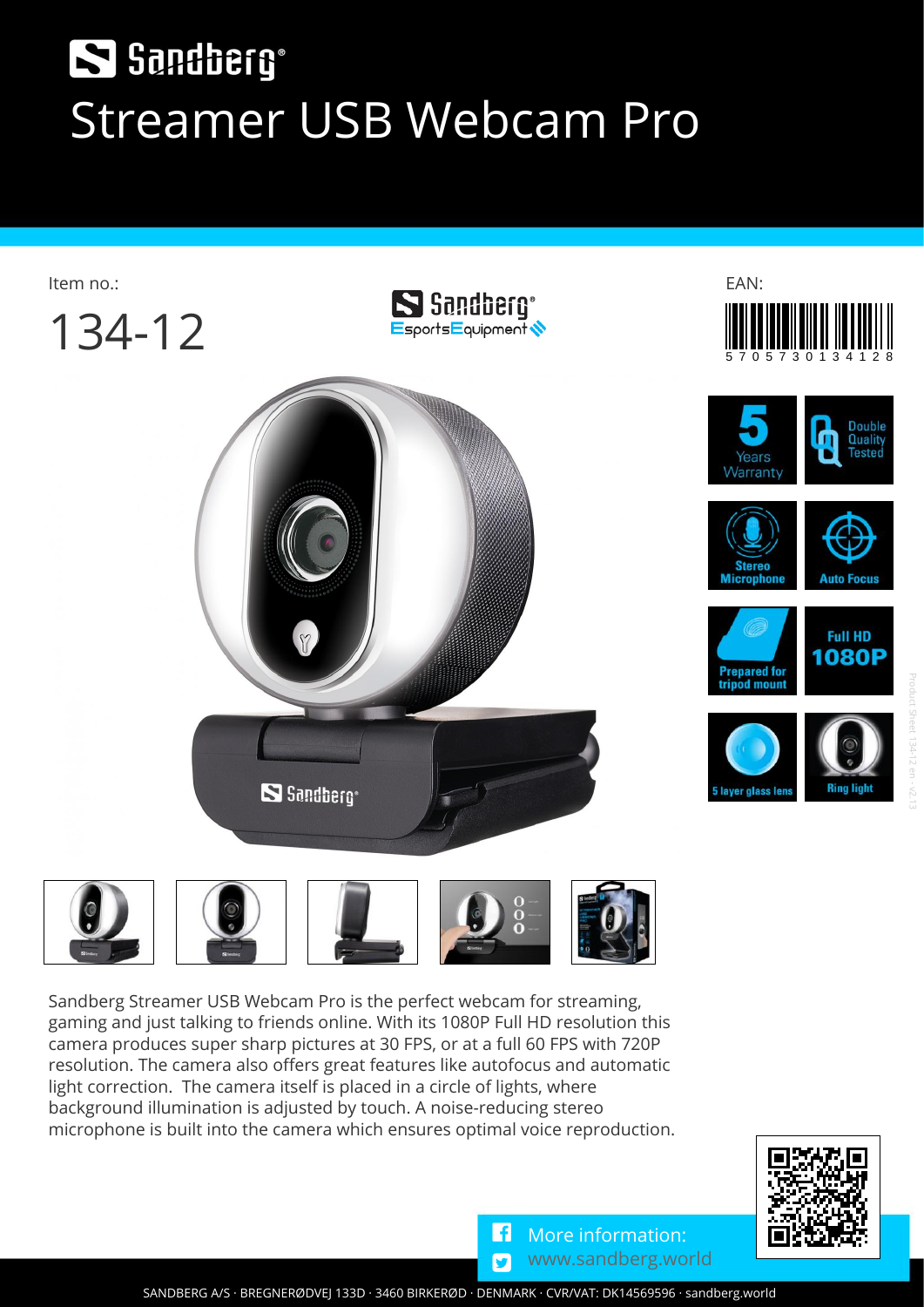# Sandberg

# Streamer USB Webcam Pro

Item no.:

134-12

EAN:

5 705730 134128

5 Years Warranty

Double Quality Tested

Stereo Microphone

Auto Focus

Prepared for tripod mount

Full HD 1080P

5 layer glass lens

Ring light

Sandberg Streamer USB Webcam Pro is the perfect webcam for streaming, gaming and just talking to friends online. With its 1080P Full HD resolution this camera produces super sharp pictures at 30 FPS, or at a full 60 FPS with 720P resolution. The camera also offers great features like autofocus and automatic light correction. The camera itself is placed in a circle of lights, where background illumination is adjusted by touch. A noise-reducing stereo microphone is built into the camera which ensures optimal voice reproduction.

More information:
www.sandberg.world

SANDBERG A/S · BREGNERØDVEJ 133D · 3460 BIRKERØD · DENMARK · CVR/VAT: DK14569596 · sandberg.world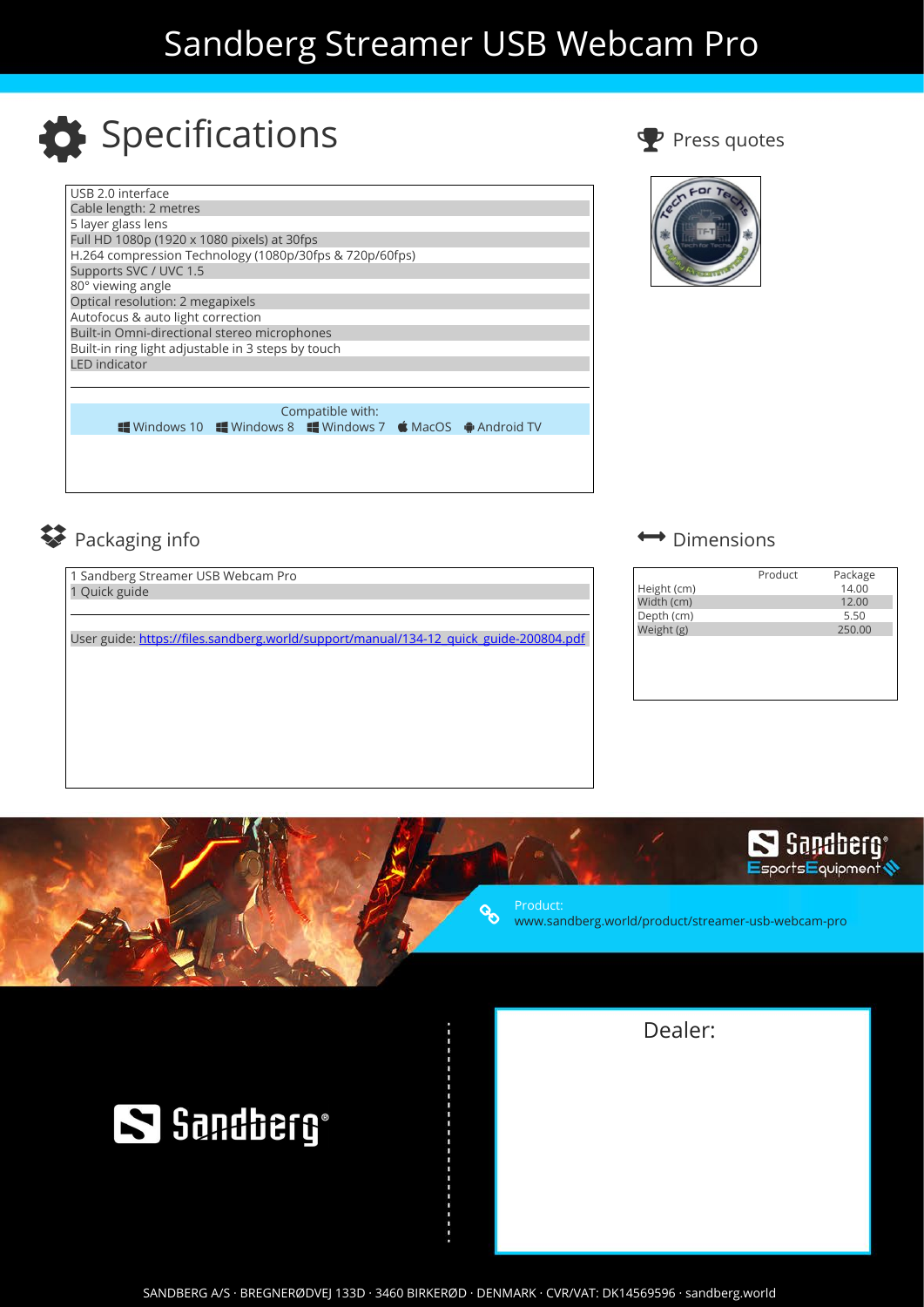# Sandberg Streamer USB Webcam Pro

## Specifications

- USB 2.0 interface
- Cable length: 2 metres
- 5 layer glass lens
- Full HD 1080p (1920 x 1080 pixels) at 30fps
- H.264 compression Technology (1080p/30fps & 720p/60fps)
- Supports SVC / UVC 1.5
- 80° viewing angle
- Optical resolution: 2 megapixels
- Autofocus & auto light correction
- Built-in Omni-directional stereo microphones
- Built-in ring light adjustable in 3 steps by touch
- LED indicator

Compatible with:
Windows 10 Windows 8 Windows 7 MacOS Android TV

## Press quotes

## Packaging info

- 1 Sandberg Streamer USB Webcam Pro
- 1 Quick guide

User guide: https://files.sandberg.world/support/manual/134-12_quick_guide-200804.pdf

## Dimensions

| | Product | Package |
|---|---|---|
| Height (cm) | | 14.00 |
| Width (cm) | | 12.00 |
| Depth (cm) | | 5.50 |
| Weight (g) | | 250.00 |

Product:
www.sandberg.world/product/streamer-usb-webcam-pro

Dealer:

SANDBERG A/S · BREGNERØDVEJ 133D · 3460 BIRKERØD · DENMARK · CVR/VAT: DK14569596 · sandberg.world